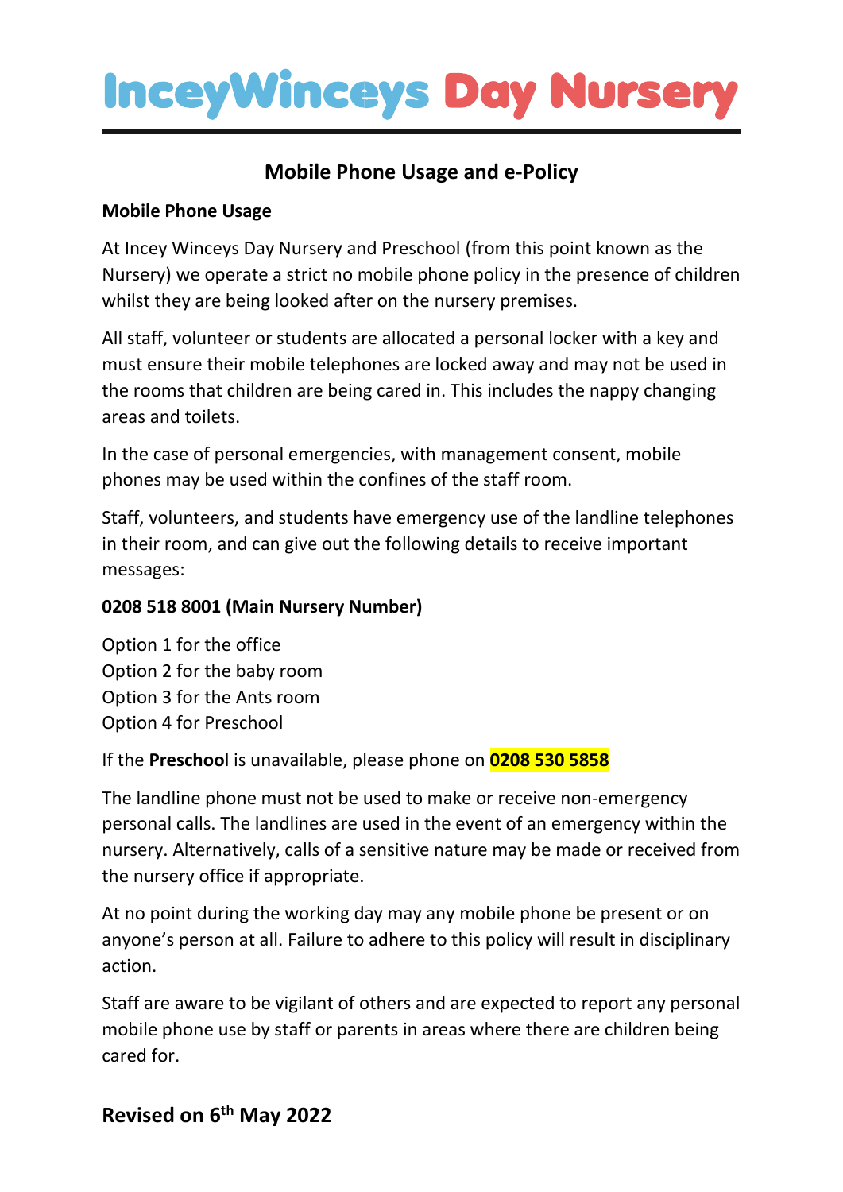# InceyWinceys Day Nursery

## Mobile Phone Usage and e-Policy

**Mobile Phone Usage**

At Incey Winceys Day Nursery and Preschool (from this point known as the Nursery) we operate a strict no mobile phone policy in the presence of children whilst they are being looked after on the nursery premises.

All staff, volunteer or students are allocated a personal locker with a key and must ensure their mobile telephones are locked away and may not be used in the rooms that children are being cared in. This includes the nappy changing areas and toilets.

In the case of personal emergencies, with management consent, mobile phones may be used within the confines of the staff room.

Staff, volunteers, and students have emergency use of the landline telephones in their room, and can give out the following details to receive important messages:

**0208 518 8001 (Main Nursery Number)**

Option 1 for the office
Option 2 for the baby room
Option 3 for the Ants room
Option 4 for Preschool

If the **Preschoo**l is unavailable, please phone on **0208 530 5858**

The landline phone must not be used to make or receive non-emergency personal calls. The landlines are used in the event of an emergency within the nursery. Alternatively, calls of a sensitive nature may be made or received from the nursery office if appropriate.

At no point during the working day may any mobile phone be present or on anyone's person at all. Failure to adhere to this policy will result in disciplinary action.

Staff are aware to be vigilant of others and are expected to report any personal mobile phone use by staff or parents in areas where there are children being cared for.

**Revised on 6th May 2022**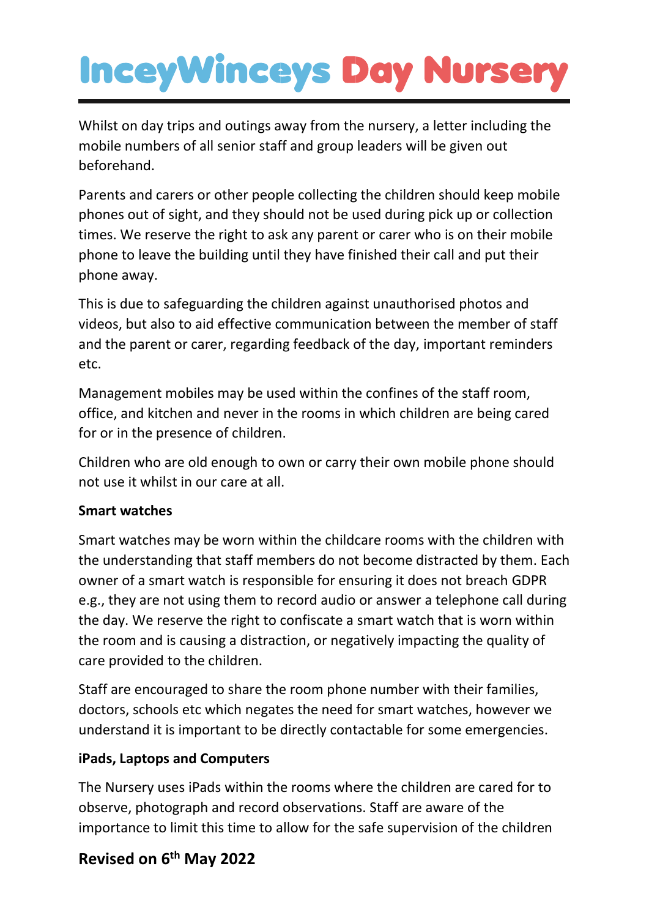Whilst on day trips and outings away from the nursery, a letter including the mobile numbers of all senior staff and group leaders will be given out beforehand.

Parents and carers or other people collecting the children should keep mobile phones out of sight, and they should not be used during pick up or collection times. We reserve the right to ask any parent or carer who is on their mobile phone to leave the building until they have finished their call and put their phone away.

This is due to safeguarding the children against unauthorised photos and videos, but also to aid effective communication between the member of staff and the parent or carer, regarding feedback of the day, important reminders etc.

Management mobiles may be used within the confines of the staff room, office, and kitchen and never in the rooms in which children are being cared for or in the presence of children.

Children who are old enough to own or carry their own mobile phone should not use it whilst in our care at all.

**Smart watches**

Smart watches may be worn within the childcare rooms with the children with the understanding that staff members do not become distracted by them. Each owner of a smart watch is responsible for ensuring it does not breach GDPR e.g., they are not using them to record audio or answer a telephone call during the day. We reserve the right to confiscate a smart watch that is worn within the room and is causing a distraction, or negatively impacting the quality of care provided to the children.

Staff are encouraged to share the room phone number with their families, doctors, schools etc which negates the need for smart watches, however we understand it is important to be directly contactable for some emergencies.

**iPads, Laptops and Computers**

The Nursery uses iPads within the rooms where the children are cared for to observe, photograph and record observations. Staff are aware of the importance to limit this time to allow for the safe supervision of the children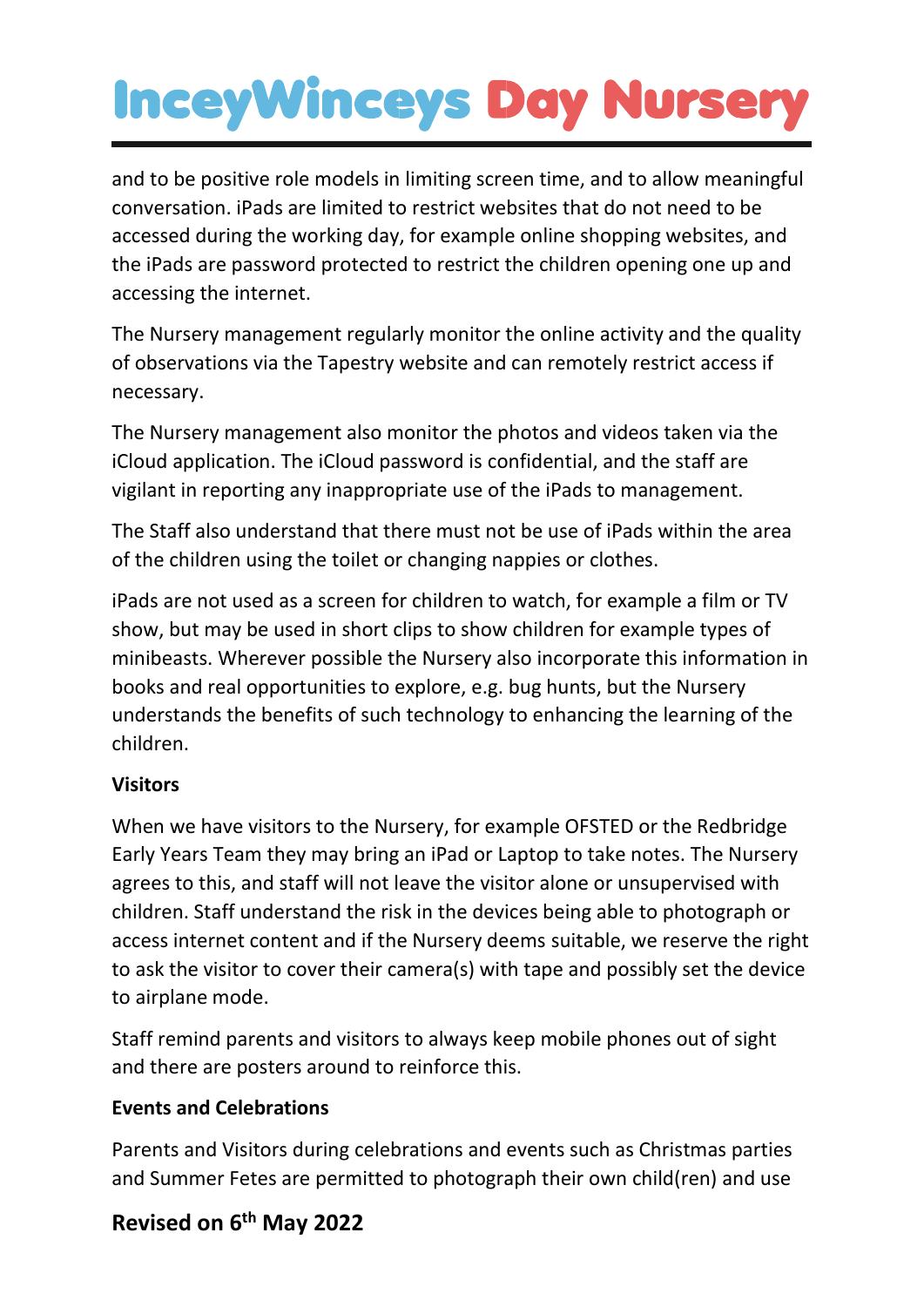and to be positive role models in limiting screen time, and to allow meaningful conversation. iPads are limited to restrict websites that do not need to be accessed during the working day, for example online shopping websites, and the iPads are password protected to restrict the children opening one up and accessing the internet.

The Nursery management regularly monitor the online activity and the quality of observations via the Tapestry website and can remotely restrict access if necessary.

The Nursery management also monitor the photos and videos taken via the iCloud application. The iCloud password is confidential, and the staff are vigilant in reporting any inappropriate use of the iPads to management.

The Staff also understand that there must not be use of iPads within the area of the children using the toilet or changing nappies or clothes.

iPads are not used as a screen for children to watch, for example a film or TV show, but may be used in short clips to show children for example types of minibeasts. Wherever possible the Nursery also incorporate this information in books and real opportunities to explore, e.g. bug hunts, but the Nursery understands the benefits of such technology to enhancing the learning of the children.

**Visitors**

When we have visitors to the Nursery, for example OFSTED or the Redbridge Early Years Team they may bring an iPad or Laptop to take notes. The Nursery agrees to this, and staff will not leave the visitor alone or unsupervised with children. Staff understand the risk in the devices being able to photograph or access internet content and if the Nursery deems suitable, we reserve the right to ask the visitor to cover their camera(s) with tape and possibly set the device to airplane mode.

Staff remind parents and visitors to always keep mobile phones out of sight and there are posters around to reinforce this.

**Events and Celebrations**

Parents and Visitors during celebrations and events such as Christmas parties and Summer Fetes are permitted to photograph their own child(ren) and use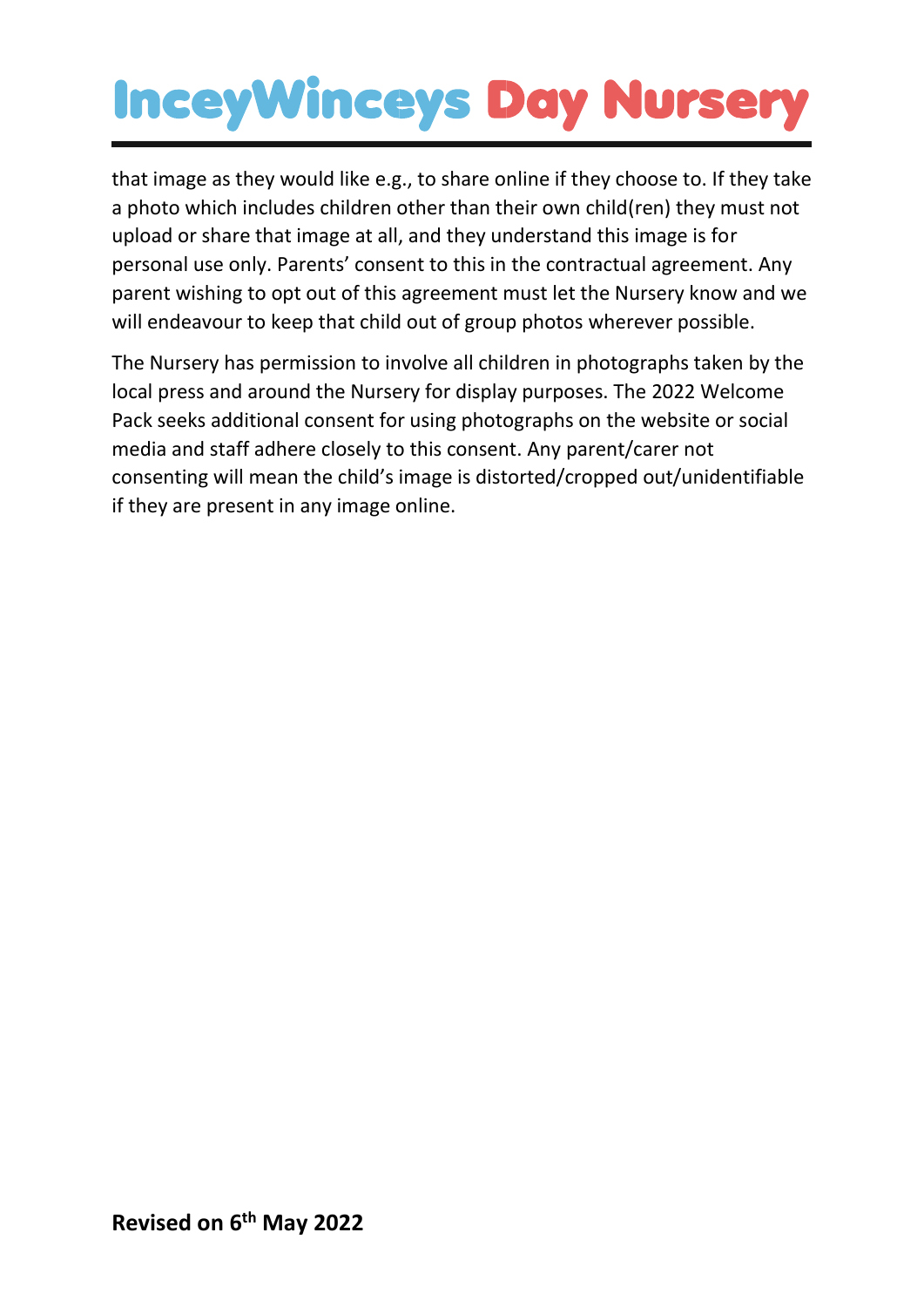that image as they would like e.g., to share online if they choose to. If they take a photo which includes children other than their own child(ren) they must not upload or share that image at all, and they understand this image is for personal use only. Parents' consent to this in the contractual agreement. Any parent wishing to opt out of this agreement must let the Nursery know and we will endeavour to keep that child out of group photos wherever possible.

The Nursery has permission to involve all children in photographs taken by the local press and around the Nursery for display purposes. The 2022 Welcome Pack seeks additional consent for using photographs on the website or social media and staff adhere closely to this consent. Any parent/carer not consenting will mean the child's image is distorted/cropped out/unidentifiable if they are present in any image online.

**Revised on 6th May 2022**